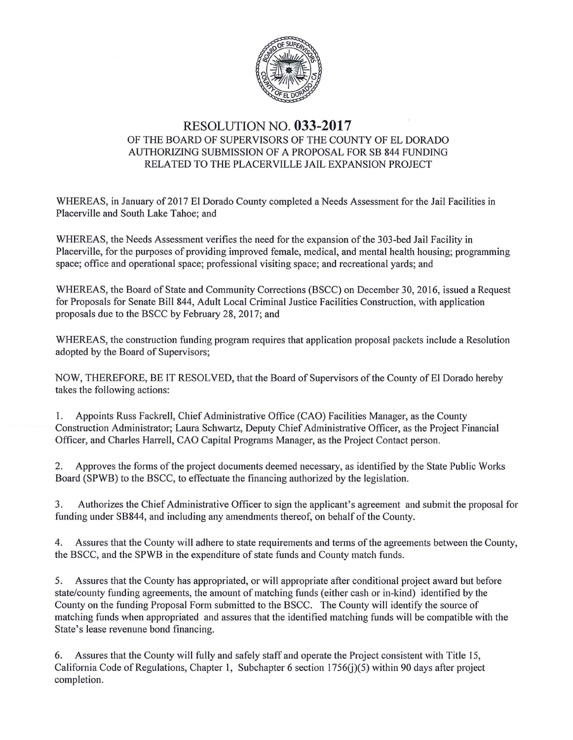# RESOLUTION NO. 033-2017

## OF THE BOARD OF SUPERVISORS OF THE COUNTY OF EL DORADO AUTHORIZING SUBMISSION OF A PROPOSAL FOR SB 844 FUNDING RELATED TO THE PLACERVILLE JAIL EXPANSION PROJECT

WHEREAS, in January of 2017 El Dorado County completed a Needs Assessment for the Jail Facilities in Placerville and South Lake Tahoe; and

WHEREAS, the Needs Assessment verifies the need for the expansion of the 303-bed Jail Facility in Placerville, for the purposes of providing improved female, medical, and mental health housing; programming space; office and operational space; professional visiting space; and recreational yards; and

WHEREAS, the Board of State and Community Corrections (BSCC) on December 30, 2016, issued a Request for Proposals for Senate Bill 844, Adult Local Criminal Justice Facilities Construction, with application proposals due to the BSCC by February 28, 2017; and

WHEREAS, the construction funding program requires that application proposal packets include a Resolution adopted by the Board of Supervisors;

NOW, THEREFORE, BE IT RESOLVED, that the Board of Supervisors of the County of El Dorado hereby takes the following actions:

1. Appoints Russ Fackrell, Chief Administrative Office (CAO) Facilities Manager, as the County Construction Administrator; Laura Schwartz, Deputy Chief Administrative Officer, as the Project Financial Officer, and Charles Harrell, CAO Capital Programs Manager, as the Project Contact person.

2. Approves the forms of the project documents deemed necessary, as identified by the State Public Works Board (SPWB) to the BSCC, to effectuate the financing authorized by the legislation.

3. Authorizes the Chief Administrative Officer to sign the applicant's agreement and submit the proposal for funding under SB844, and including any amendments thereof, on behalf of the County.

4. Assures that the County will adhere to state requirements and terms of the agreements between the County, the BSCC, and the SPWB in the expenditure of state funds and County match funds.

5. Assures that the County has appropriated, or will appropriate after conditional project award but before state/county funding agreements, the amount of matching funds (either cash or in-kind) identified by the County on the funding Proposal Form submitted to the BSCC. The County will identify the source of matching funds when appropriated and assures that the identified matching funds will be compatible with the State's lease revenune bond financing.

6. Assures that the County will fully and safely staff and operate the Project consistent with Title 15, California Code of Regulations, Chapter 1, Subchapter 6 section 1756(j)(5) within 90 days after project completion.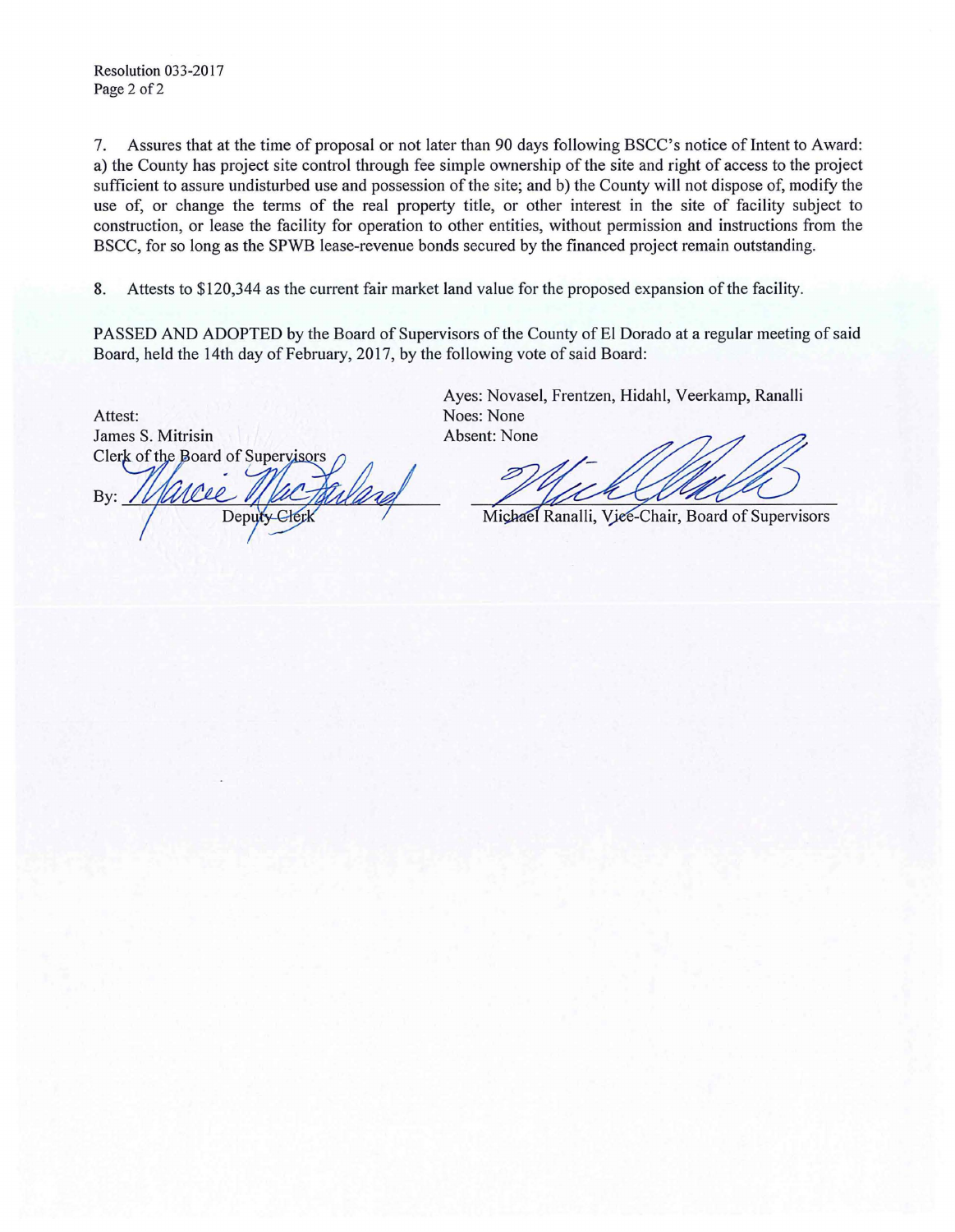7. Assures that at the time of proposal or not later than 90 days following BSCC's notice of Intent to Award: a) the County has project site control through fee simple ownership of the site and right of access to the project sufficient to assure undisturbed use and possession of the site; and b) the County will not dispose of, modify the use of, or change the terms of the real property title, or other interest in the site of facility subject to construction, or lease the facility for operation to other entities, without permission and instructions from the BSCC, for so long as the SPWB lease-revenue bonds secured by the financed project remain outstanding.

8. Attests to $120,344 as the current fair market land value for the proposed expansion of the facility.

PASSED AND ADOPTED by the Board of Supervisors of the County of El Dorado at a regular meeting of said Board, held the 14th day of February, 2017, by the following vote of said Board:

Ayes: Novasel, Frentzen, Hidahl, Veerkamp, Ranalli
Noes: None
Absent: None

Attest:
James S. Mitrisin
Clerk of the Board of Supervisors

By: ______________________
Deputy Clerk

______________________
Michael Ranalli, Vice-Chair, Board of Supervisors